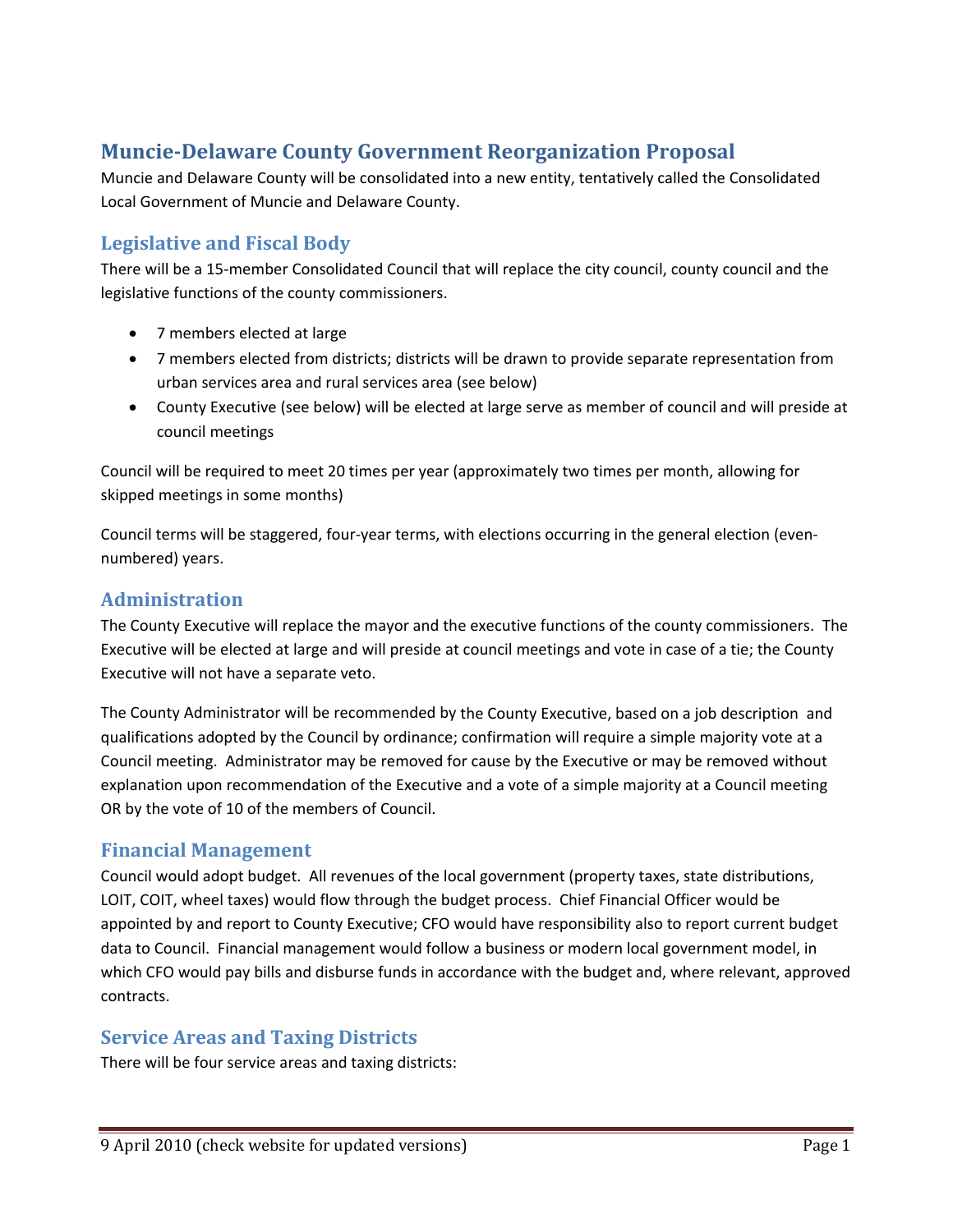# Muncie-Delaware County Government Reorganization Proposal

Muncie and Delaware County will be consolidated into a new entity, tentatively called the Consolidated Local Government of Muncie and Delaware County.

## Legislative and Fiscal Body

There will be a 15-member Consolidated Council that will replace the city council, county council and the legislative functions of the county commissioners.

- 7 members elected at large
- 7 members elected from districts; districts will be drawn to provide separate representation from urban services area and rural services area (see below)
- County Executive (see below) will be elected at large serve as member of council and will preside at council meetings

Council will be required to meet 20 times per year (approximately two times per month, allowing for skipped meetings in some months)

Council terms will be staggered, four-year terms, with elections occurring in the general election (even-numbered) years.

## Administration

The County Executive will replace the mayor and the executive functions of the county commissioners. The Executive will be elected at large and will preside at council meetings and vote in case of a tie; the County Executive will not have a separate veto.

The County Administrator will be recommended by the County Executive, based on a job description and qualifications adopted by the Council by ordinance; confirmation will require a simple majority vote at a Council meeting. Administrator may be removed for cause by the Executive or may be removed without explanation upon recommendation of the Executive and a vote of a simple majority at a Council meeting OR by the vote of 10 of the members of Council.

## Financial Management

Council would adopt budget. All revenues of the local government (property taxes, state distributions, LOIT, COIT, wheel taxes) would flow through the budget process. Chief Financial Officer would be appointed by and report to County Executive; CFO would have responsibility also to report current budget data to Council. Financial management would follow a business or modern local government model, in which CFO would pay bills and disburse funds in accordance with the budget and, where relevant, approved contracts.

## Service Areas and Taxing Districts

There will be four service areas and taxing districts: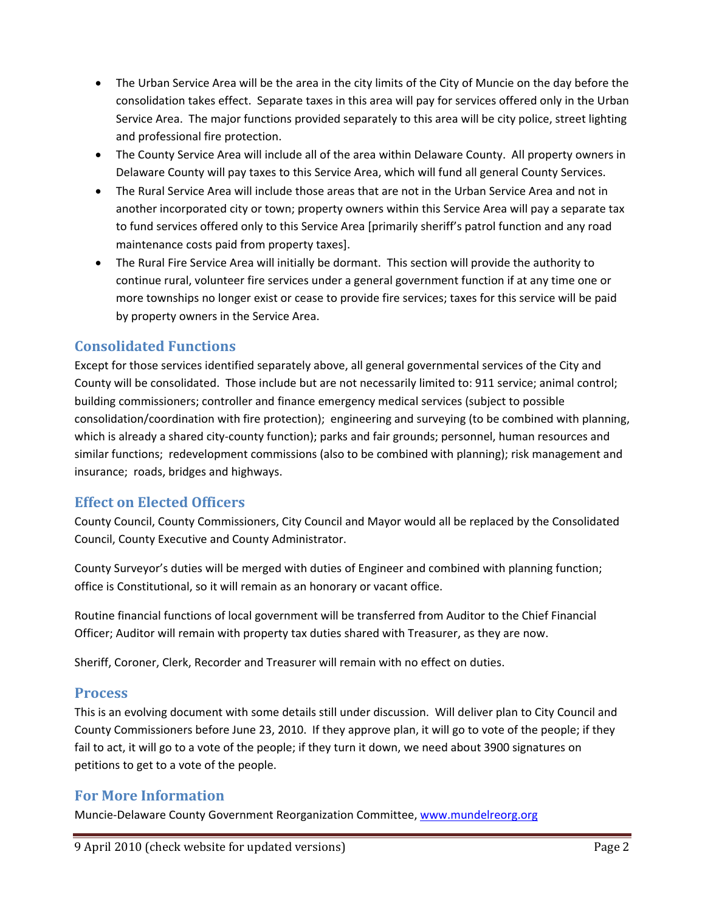- The Urban Service Area will be the area in the city limits of the City of Muncie on the day before the consolidation takes effect. Separate taxes in this area will pay for services offered only in the Urban Service Area. The major functions provided separately to this area will be city police, street lighting and professional fire protection.
- The County Service Area will include all of the area within Delaware County. All property owners in Delaware County will pay taxes to this Service Area, which will fund all general County Services.
- The Rural Service Area will include those areas that are not in the Urban Service Area and not in another incorporated city or town; property owners within this Service Area will pay a separate tax to fund services offered only to this Service Area [primarily sheriff's patrol function and any road maintenance costs paid from property taxes].
- The Rural Fire Service Area will initially be dormant. This section will provide the authority to continue rural, volunteer fire services under a general government function if at any time one or more townships no longer exist or cease to provide fire services; taxes for this service will be paid by property owners in the Service Area.

## Consolidated Functions

Except for those services identified separately above, all general governmental services of the City and County will be consolidated. Those include but are not necessarily limited to: 911 service; animal control; building commissioners; controller and finance emergency medical services (subject to possible consolidation/coordination with fire protection); engineering and surveying (to be combined with planning, which is already a shared city-county function); parks and fair grounds; personnel, human resources and similar functions; redevelopment commissions (also to be combined with planning); risk management and insurance; roads, bridges and highways.

## Effect on Elected Officers

County Council, County Commissioners, City Council and Mayor would all be replaced by the Consolidated Council, County Executive and County Administrator.

County Surveyor's duties will be merged with duties of Engineer and combined with planning function; office is Constitutional, so it will remain as an honorary or vacant office.

Routine financial functions of local government will be transferred from Auditor to the Chief Financial Officer; Auditor will remain with property tax duties shared with Treasurer, as they are now.

Sheriff, Coroner, Clerk, Recorder and Treasurer will remain with no effect on duties.

## Process

This is an evolving document with some details still under discussion. Will deliver plan to City Council and County Commissioners before June 23, 2010. If they approve plan, it will go to vote of the people; if they fail to act, it will go to a vote of the people; if they turn it down, we need about 3900 signatures on petitions to get to a vote of the people.

## For More Information

Muncie-Delaware County Government Reorganization Committee, [www.mundelreorg.org](http://www.mundelreorg.org)

9 April 2010 (check website for updated versions)